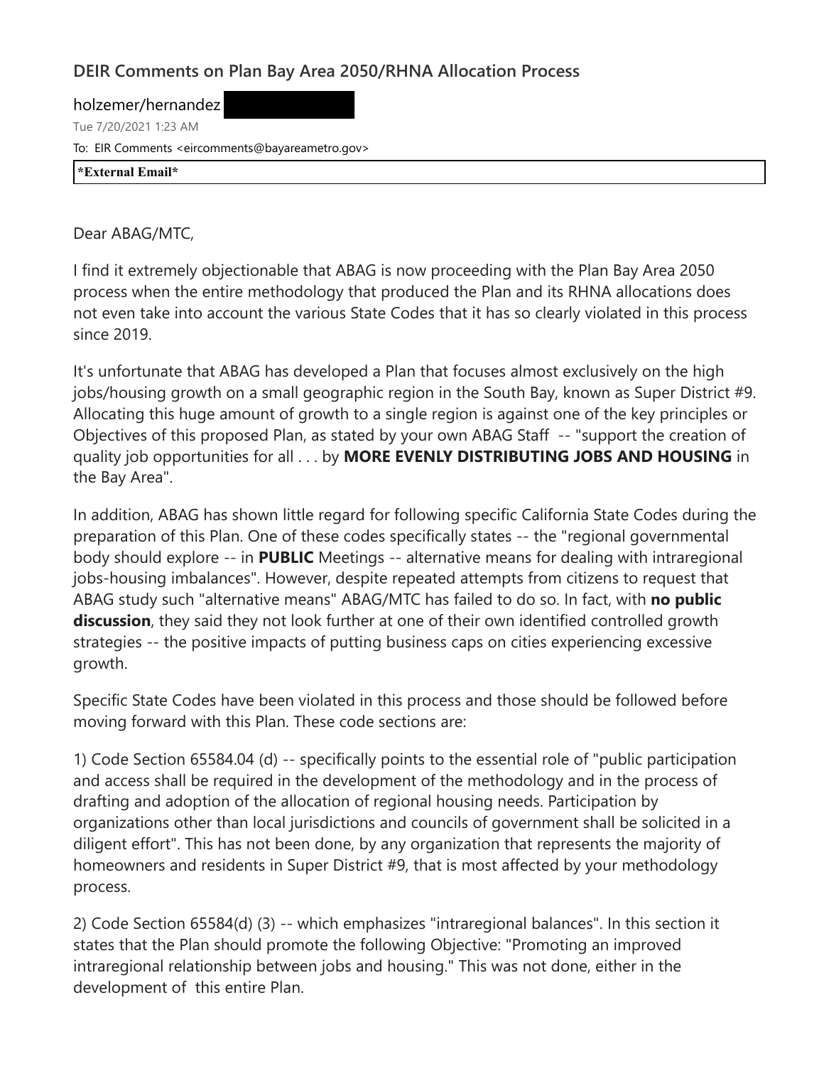# DEIR Comments on Plan Bay Area 2050/RHNA Allocation Process

holzemer/hernandez

Tue 7/20/2021 1:23 AM

To: EIR Comments <eircomments@bayareametro.gov>

**\*External Email\***

Dear ABAG/MTC,

I find it extremely objectionable that ABAG is now proceeding with the Plan Bay Area 2050 process when the entire methodology that produced the Plan and its RHNA allocations does not even take into account the various State Codes that it has so clearly violated in this process since 2019.

It's unfortunate that ABAG has developed a Plan that focuses almost exclusively on the high jobs/housing growth on a small geographic region in the South Bay, known as Super District #9. Allocating this huge amount of growth to a single region is against one of the key principles or Objectives of this proposed Plan, as stated by your own ABAG Staff -- "support the creation of quality job opportunities for all . . . by **MORE EVENLY DISTRIBUTING JOBS AND HOUSING** in the Bay Area".

In addition, ABAG has shown little regard for following specific California State Codes during the preparation of this Plan. One of these codes specifically states -- the "regional governmental body should explore -- in **PUBLIC** Meetings -- alternative means for dealing with intraregional jobs-housing imbalances". However, despite repeated attempts from citizens to request that ABAG study such "alternative means" ABAG/MTC has failed to do so. In fact, with **no public discussion**, they said they not look further at one of their own identified controlled growth strategies -- the positive impacts of putting business caps on cities experiencing excessive growth.

Specific State Codes have been violated in this process and those should be followed before moving forward with this Plan. These code sections are:

1) Code Section 65584.04 (d) -- specifically points to the essential role of "public participation and access shall be required in the development of the methodology and in the process of drafting and adoption of the allocation of regional housing needs. Participation by organizations other than local jurisdictions and councils of government shall be solicited in a diligent effort". This has not been done, by any organization that represents the majority of homeowners and residents in Super District #9, that is most affected by your methodology process.

2) Code Section 65584(d) (3) -- which emphasizes "intraregional balances". In this section it states that the Plan should promote the following Objective: "Promoting an improved intraregional relationship between jobs and housing." This was not done, either in the development of this entire Plan.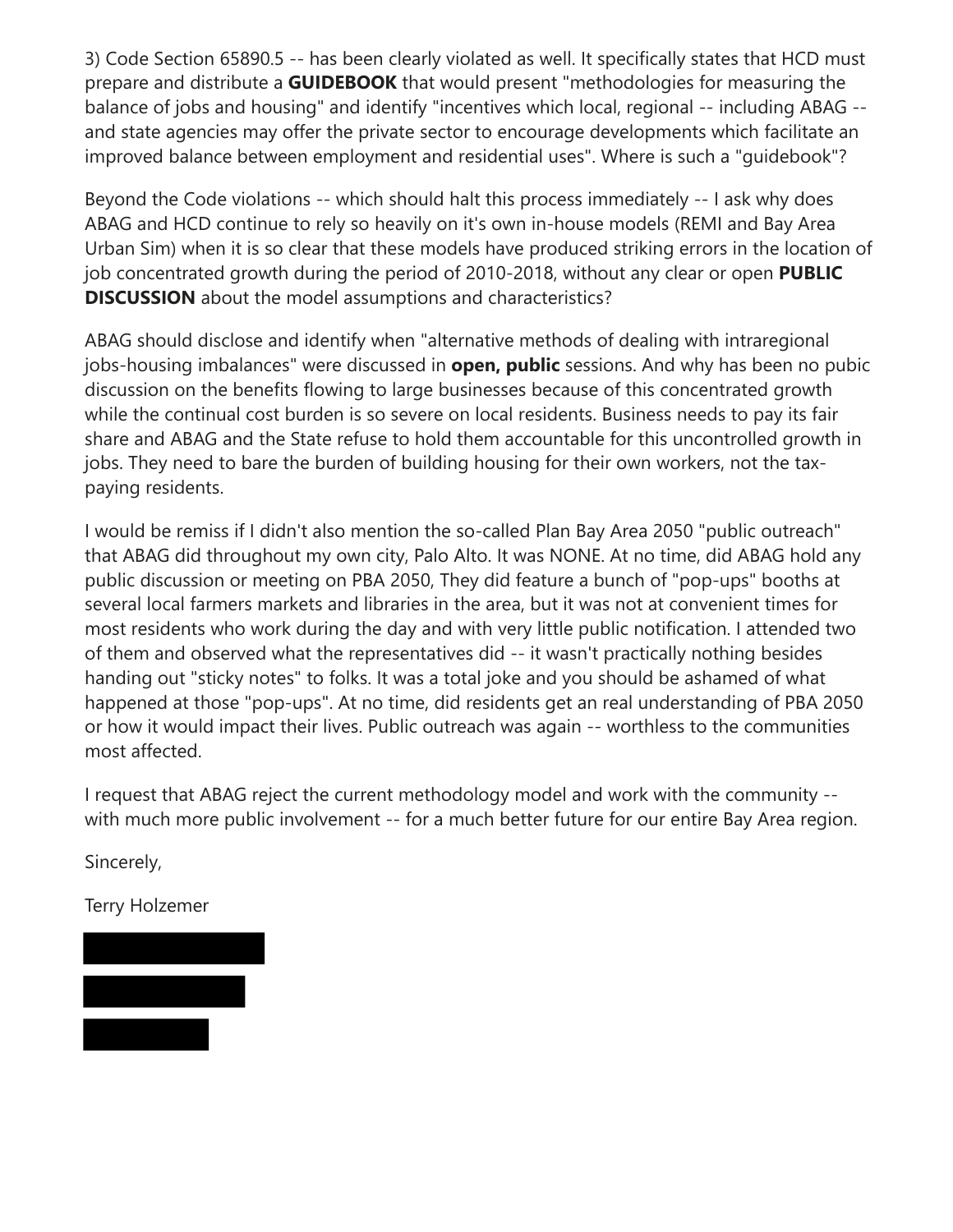3) Code Section 65890.5 -- has been clearly violated as well. It specifically states that HCD must prepare and distribute a **GUIDEBOOK** that would present "methodologies for measuring the balance of jobs and housing" and identify "incentives which local, regional -- including ABAG -- and state agencies may offer the private sector to encourage developments which facilitate an improved balance between employment and residential uses". Where is such a "guidebook"?

Beyond the Code violations -- which should halt this process immediately -- I ask why does ABAG and HCD continue to rely so heavily on it's own in-house models (REMI and Bay Area Urban Sim) when it is so clear that these models have produced striking errors in the location of job concentrated growth during the period of 2010-2018, without any clear or open **PUBLIC DISCUSSION** about the model assumptions and characteristics?

ABAG should disclose and identify when "alternative methods of dealing with intraregional jobs-housing imbalances" were discussed in **open, public** sessions. And why has been no pubic discussion on the benefits flowing to large businesses because of this concentrated growth while the continual cost burden is so severe on local residents. Business needs to pay its fair share and ABAG and the State refuse to hold them accountable for this uncontrolled growth in jobs. They need to bare the burden of building housing for their own workers, not the tax-paying residents.

I would be remiss if I didn't also mention the so-called Plan Bay Area 2050 "public outreach" that ABAG did throughout my own city, Palo Alto. It was NONE. At no time, did ABAG hold any public discussion or meeting on PBA 2050, They did feature a bunch of "pop-ups" booths at several local farmers markets and libraries in the area, but it was not at convenient times for most residents who work during the day and with very little public notification. I attended two of them and observed what the representatives did -- it wasn't practically nothing besides handing out "sticky notes" to folks. It was a total joke and you should be ashamed of what happened at those "pop-ups". At no time, did residents get an real understanding of PBA 2050 or how it would impact their lives. Public outreach was again -- worthless to the communities most affected.

I request that ABAG reject the current methodology model and work with the community -- with much more public involvement -- for a much better future for our entire Bay Area region.

Sincerely,

Terry Holzemer